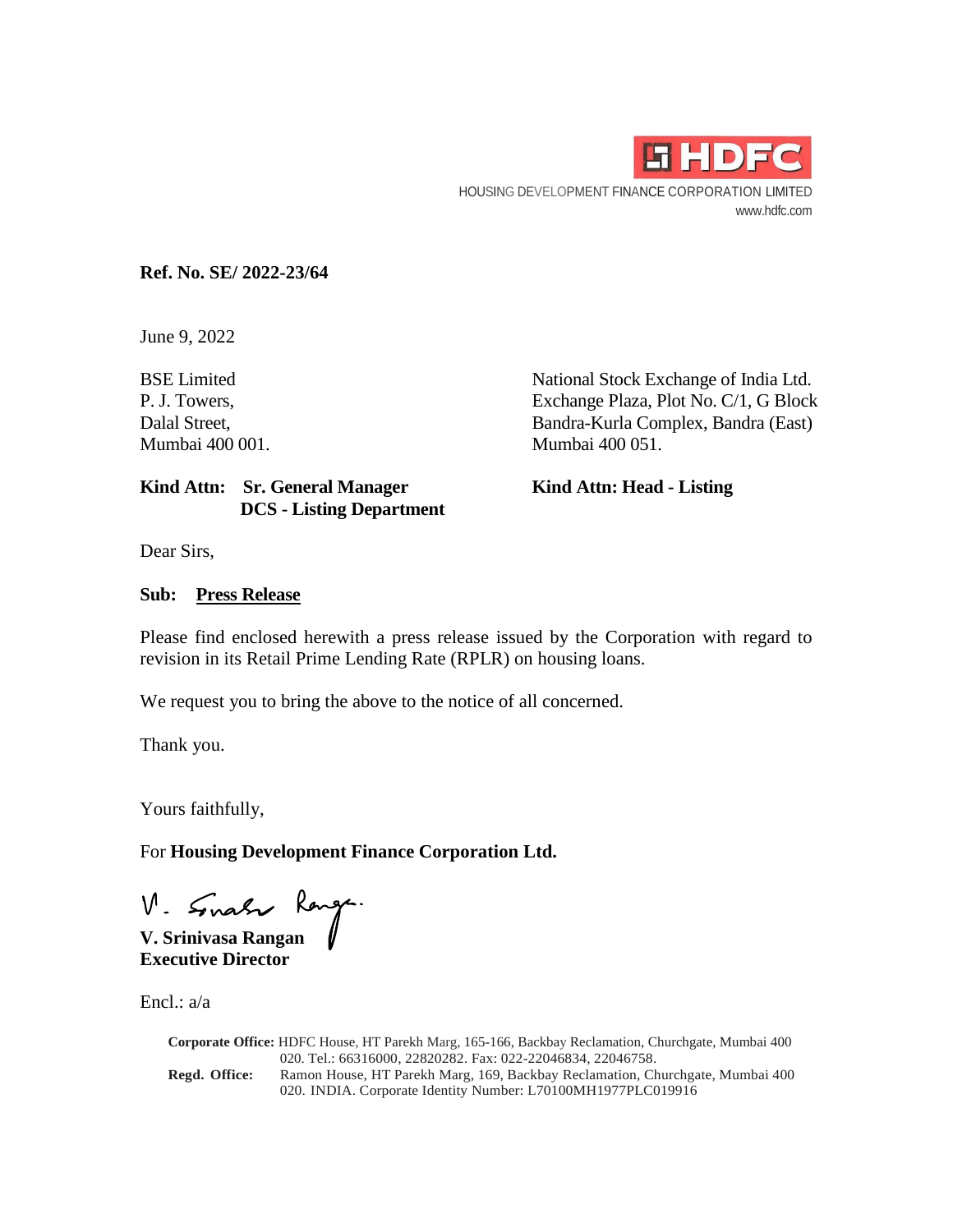HDFC

HOUSING DEVELOPMENT FINANCE CORPORATION LIMITED
www.hdfc.com

**Ref. No. SE/ 2022-23/64**

June 9, 2022

BSE Limited
P. J. Towers,
Dalal Street,
Mumbai 400 001.

**Kind Attn: Sr. General Manager**
**DCS - Listing Department**

National Stock Exchange of India Ltd.
Exchange Plaza, Plot No. C/1, G Block
Bandra-Kurla Complex, Bandra (East)
Mumbai 400 051.

**Kind Attn: Head - Listing**

Dear Sirs,

**Sub: Press Release**

Please find enclosed herewith a press release issued by the Corporation with regard to revision in its Retail Prime Lending Rate (RPLR) on housing loans.

We request you to bring the above to the notice of all concerned.

Thank you.

Yours faithfully,

For **Housing Development Finance Corporation Ltd.**

**V. Srinivasa Rangan**
**Executive Director**

Encl.: a/a

**Corporate Office:** HDFC House, HT Parekh Marg, 165-166, Backbay Reclamation, Churchgate, Mumbai 400 020. Tel.: 66316000, 22820282. Fax: 022-22046834, 22046758.
**Regd. Office:** Ramon House, HT Parekh Marg, 169, Backbay Reclamation, Churchgate, Mumbai 400 020. INDIA. Corporate Identity Number: L70100MH1977PLC019916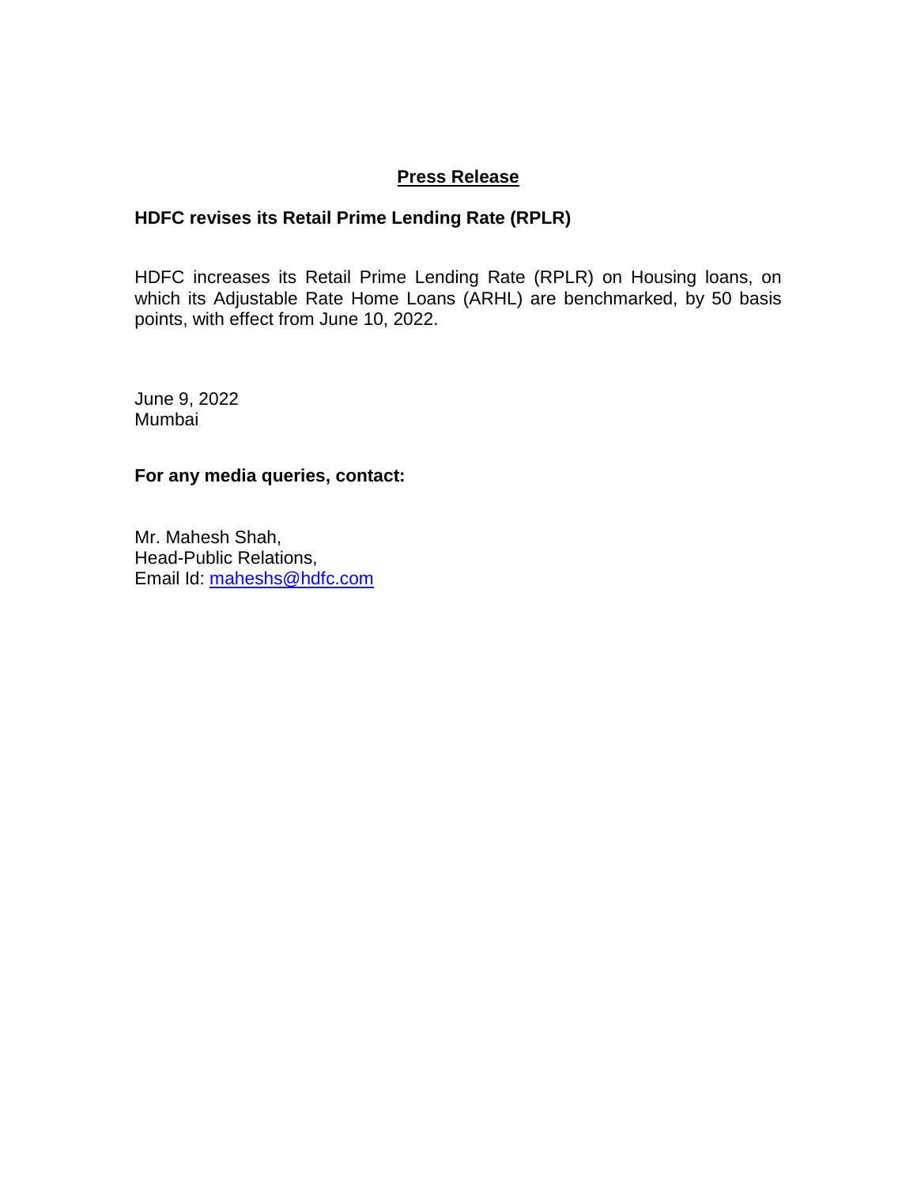## Press Release

**HDFC revises its Retail Prime Lending Rate (RPLR)**

HDFC increases its Retail Prime Lending Rate (RPLR) on Housing loans, on which its Adjustable Rate Home Loans (ARHL) are benchmarked, by 50 basis points, with effect from June 10, 2022.

June 9, 2022
Mumbai

**For any media queries, contact:**

Mr. Mahesh Shah,
Head-Public Relations,
Email Id: maheshs@hdfc.com